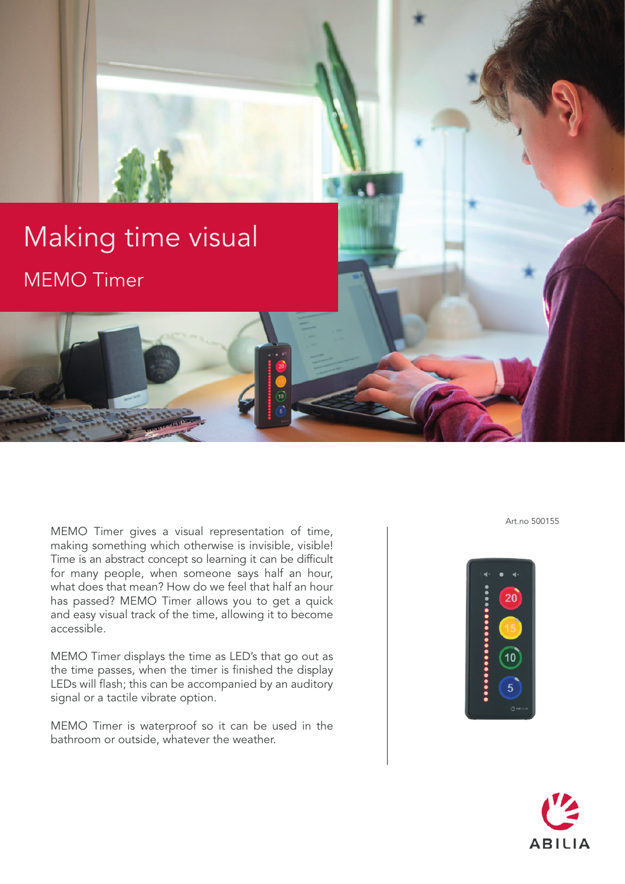# Making time visual

## MEMO Timer

MEMO Timer gives a visual representation of time, making something which otherwise is invisible, visible! Time is an abstract concept so learning it can be difficult for many people, when someone says half an hour, what does that mean? How do we feel that half an hour has passed? MEMO Timer allows you to get a quick and easy visual track of the time, allowing it to become accessible.

MEMO Timer displays the time as LED's that go out as the time passes, when the timer is finished the display LEDs will flash; this can be accompanied by an auditory signal or a tactile vibrate option.

MEMO Timer is waterproof so it can be used in the bathroom or outside, whatever the weather.

Art.no 500155

ABILIA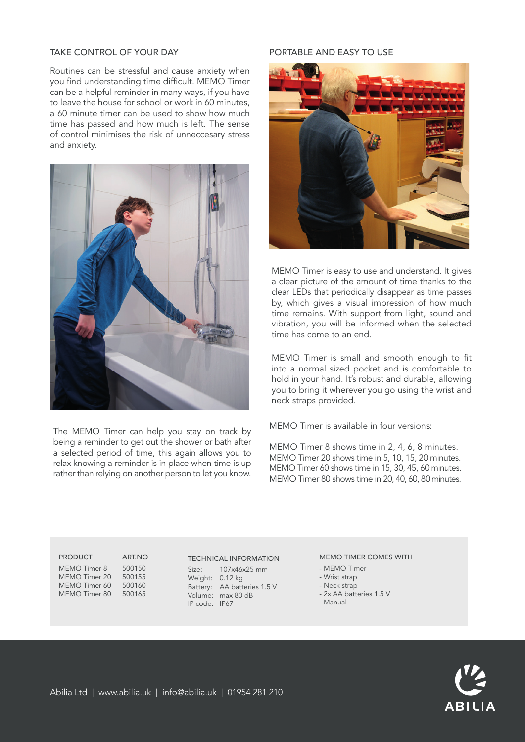## TAKE CONTROL OF YOUR DAY

Routines can be stressful and cause anxiety when you find understanding time difficult. MEMO Timer can be a helpful reminder in many ways, if you have to leave the house for school or work in 60 minutes, a 60 minute timer can be used to show how much time has passed and how much is left. The sense of control minimises the risk of unneccesary stress and anxiety.

The MEMO Timer can help you stay on track by being a reminder to get out the shower or bath after a selected period of time, this again allows you to relax knowing a reminder is in place when time is up rather than relying on another person to let you know.

## PORTABLE AND EASY TO USE

MEMO Timer is easy to use and understand. It gives a clear picture of the amount of time thanks to the clear LEDs that periodically disappear as time passes by, which gives a visual impression of how much time remains. With support from light, sound and vibration, you will be informed when the selected time has come to an end.

MEMO Timer is small and smooth enough to fit into a normal sized pocket and is comfortable to hold in your hand. It's robust and durable, allowing you to bring it wherever you go using the wrist and neck straps provided.

MEMO Timer is available in four versions:

MEMO Timer 8 shows time in 2, 4, 6, 8 minutes.
MEMO Timer 20 shows time in 5, 10, 15, 20 minutes.
MEMO Timer 60 shows time in 15, 30, 45, 60 minutes.
MEMO Timer 80 shows time in 20, 40, 60, 80 minutes.

| PRODUCT | ART.NO |
|---|---|
| MEMO Timer 8 | 500150 |
| MEMO Timer 20 | 500155 |
| MEMO Timer 60 | 500160 |
| MEMO Timer 80 | 500165 |

**TECHNICAL INFORMATION**

| | |
|---|---|
| Size: | 107x46x25 mm |
| Weight: | 0.12 kg |
| Battery: | AA batteries 1.5 V |
| Volume: | max 80 dB |
| IP code: | IP67 |

**MEMO TIMER COMES WITH**

- MEMO Timer
- Wrist strap
- Neck strap
- 2x AA batteries 1.5 V
- Manual

Abilia Ltd | www.abilia.uk | info@abilia.uk | 01954 281 210

ABILIA